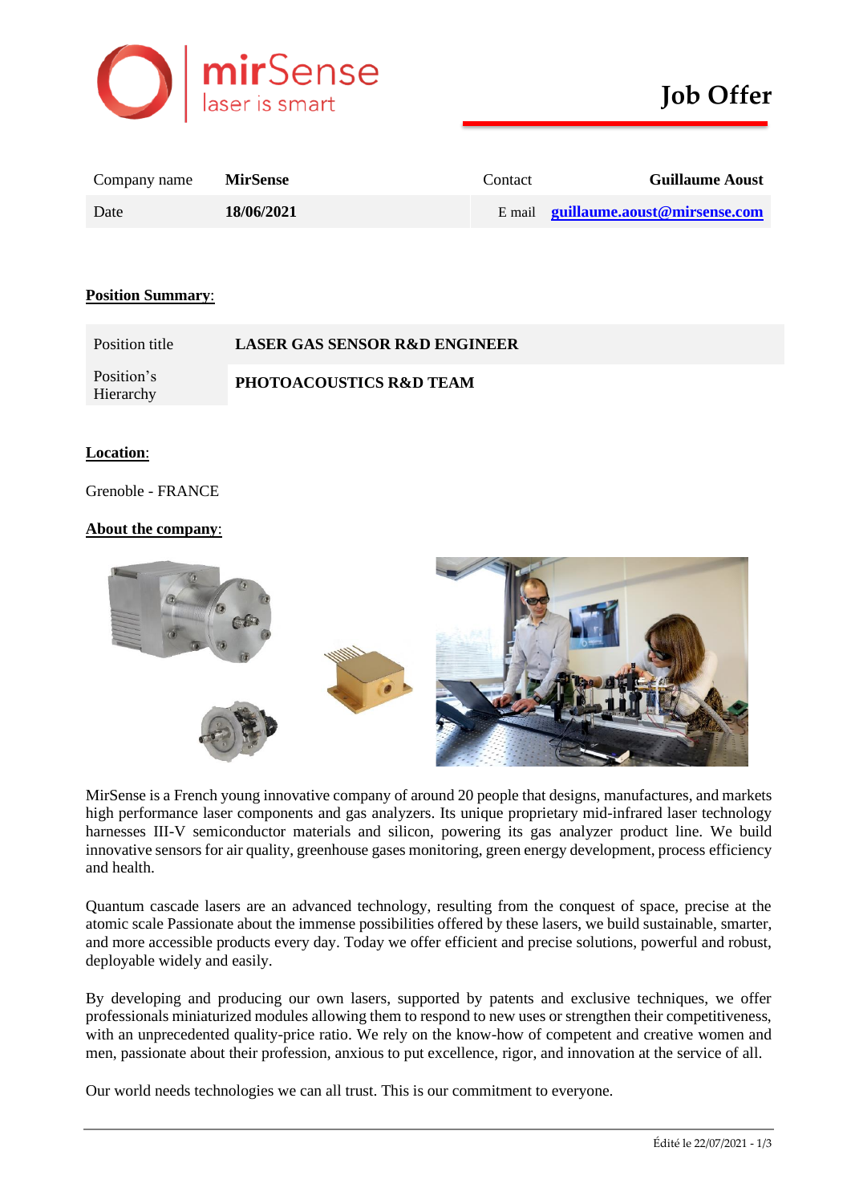**mirSense** laser is smart

# Job Offer

| Company name | **MirSense** | Contact | **Guillaume Aoust** |
|---|---|---|---|
| Date | **18/06/2021** | E mail | **guillaume.aoust@mirsense.com** |

## Position Summary:

| Position title | **LASER GAS SENSOR R&D ENGINEER** |
|---|---|
| Position's Hierarchy | **PHOTOACOUSTICS R&D TEAM** |

## Location:

Grenoble - FRANCE

## About the company:

MirSense is a French young innovative company of around 20 people that designs, manufactures, and markets high performance laser components and gas analyzers. Its unique proprietary mid-infrared laser technology harnesses III-V semiconductor materials and silicon, powering its gas analyzer product line. We build innovative sensors for air quality, greenhouse gases monitoring, green energy development, process efficiency and health.

Quantum cascade lasers are an advanced technology, resulting from the conquest of space, precise at the atomic scale Passionate about the immense possibilities offered by these lasers, we build sustainable, smarter, and more accessible products every day. Today we offer efficient and precise solutions, powerful and robust, deployable widely and easily.

By developing and producing our own lasers, supported by patents and exclusive techniques, we offer professionals miniaturized modules allowing them to respond to new uses or strengthen their competitiveness, with an unprecedented quality-price ratio. We rely on the know-how of competent and creative women and men, passionate about their profession, anxious to put excellence, rigor, and innovation at the service of all.

Our world needs technologies we can all trust. This is our commitment to everyone.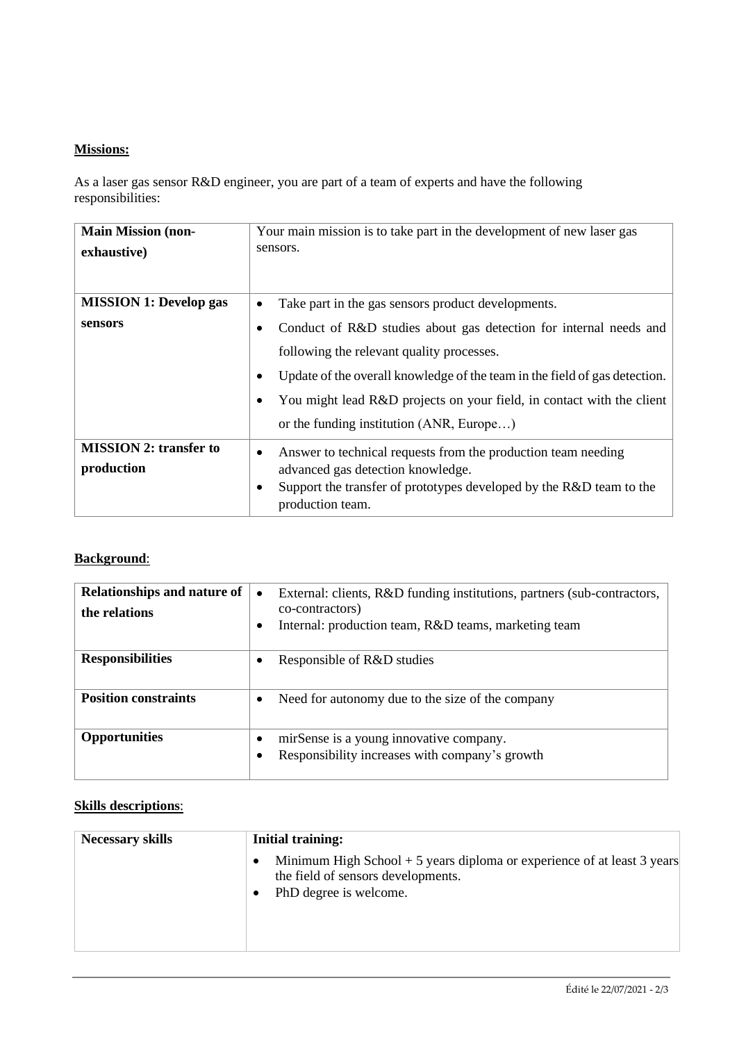**Missions:**

As a laser gas sensor R&D engineer, you are part of a team of experts and have the following responsibilities:

| **Main Mission (non-exhaustive)** | Your main mission is to take part in the development of new laser gas sensors. |
|---|---|
| **MISSION 1: Develop gas sensors** | • Take part in the gas sensors product developments.<br>• Conduct of R&D studies about gas detection for internal needs and following the relevant quality processes.<br>• Update of the overall knowledge of the team in the field of gas detection.<br>• You might lead R&D projects on your field, in contact with the client or the funding institution (ANR, Europe…) |
| **MISSION 2: transfer to production** | • Answer to technical requests from the production team needing advanced gas detection knowledge.<br>• Support the transfer of prototypes developed by the R&D team to the production team. |

**Background**:

| **Relationships and nature of the relations** | • External: clients, R&D funding institutions, partners (sub-contractors, co-contractors)<br>• Internal: production team, R&D teams, marketing team |
|---|---|
| **Responsibilities** | • Responsible of R&D studies |
| **Position constraints** | • Need for autonomy due to the size of the company |
| **Opportunities** | • mirSense is a young innovative company.<br>• Responsibility increases with company's growth |

**Skills descriptions**:

| **Necessary skills** | **Initial training:**<br>• Minimum High School + 5 years diploma or experience of at least 3 years the field of sensors developments.<br>• PhD degree is welcome. |
|---|---|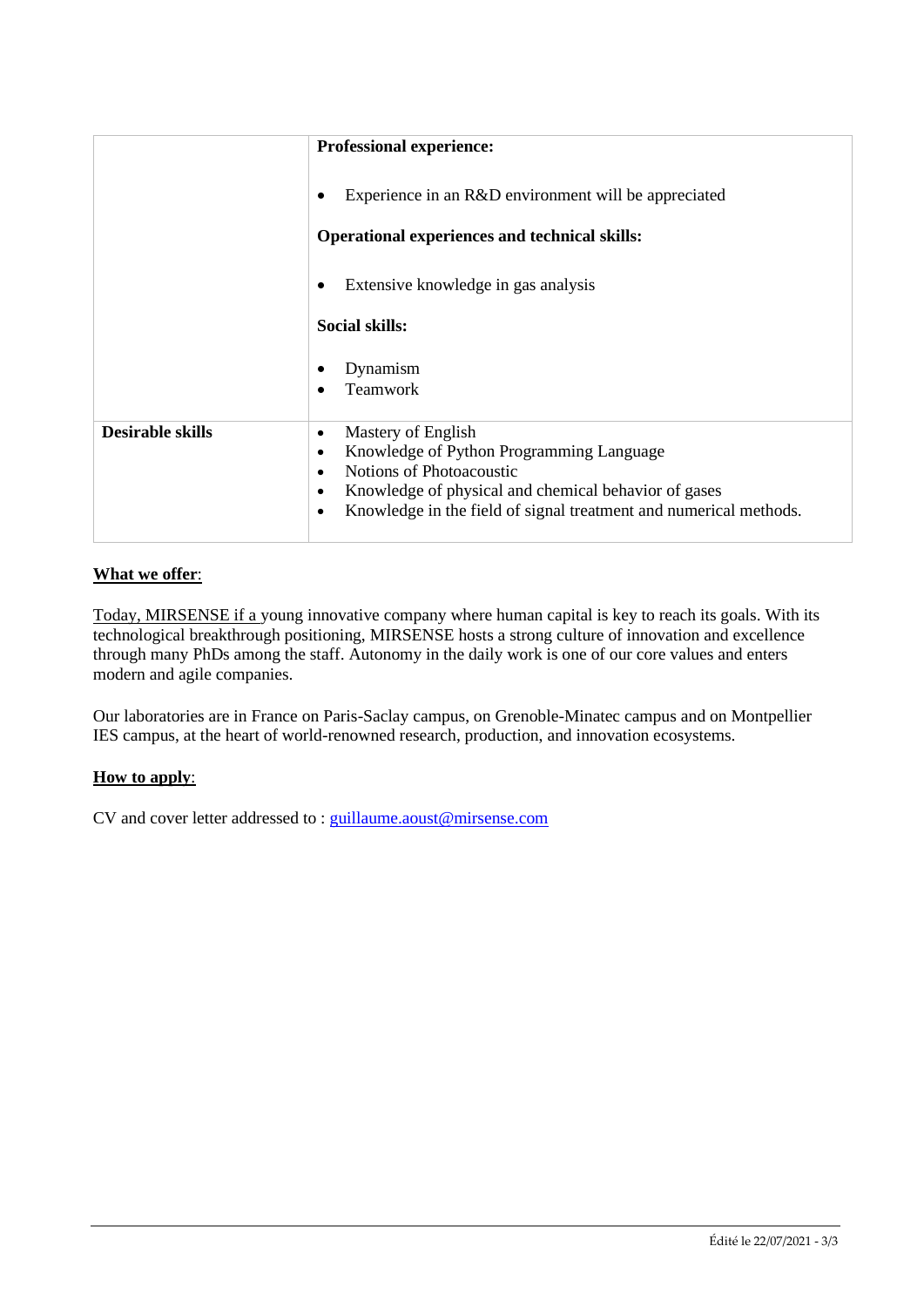| | |
|---|---|
| | **Professional experience:**<br><br>• Experience in an R&D environment will be appreciated<br><br>**Operational experiences and technical skills:**<br><br>• Extensive knowledge in gas analysis<br><br>**Social skills:**<br><br>• Dynamism<br>• Teamwork |
| **Desirable skills** | • Mastery of English<br>• Knowledge of Python Programming Language<br>• Notions of Photoacoustic<br>• Knowledge of physical and chemical behavior of gases<br>• Knowledge in the field of signal treatment and numerical methods. |

**What we offer**:

Today, MIRSENSE if a young innovative company where human capital is key to reach its goals. With its technological breakthrough positioning, MIRSENSE hosts a strong culture of innovation and excellence through many PhDs among the staff. Autonomy in the daily work is one of our core values and enters modern and agile companies.

Our laboratories are in France on Paris-Saclay campus, on Grenoble-Minatec campus and on Montpellier IES campus, at the heart of world-renowned research, production, and innovation ecosystems.

**How to apply**:

CV and cover letter addressed to : guillaume.aoust@mirsense.com